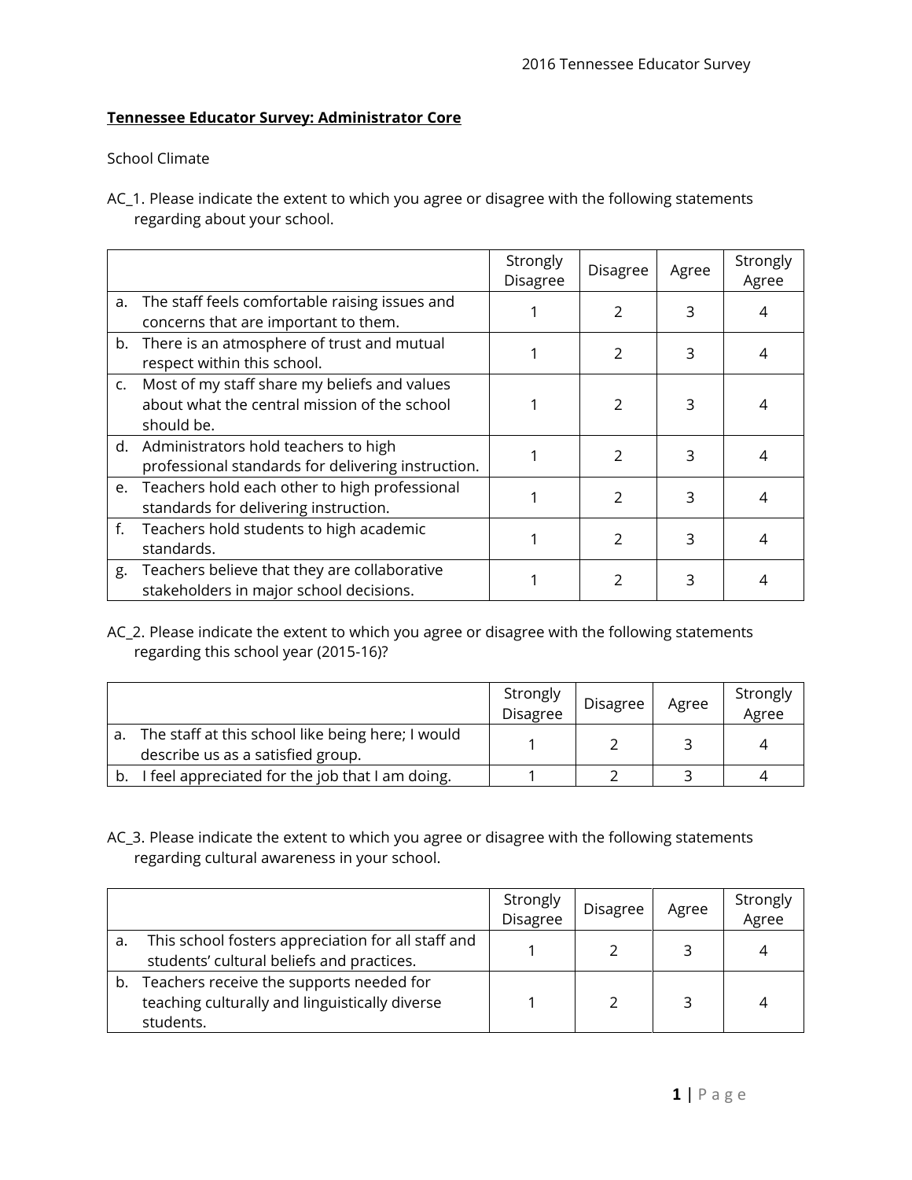**Tennessee Educator Survey: Administrator Core**

School Climate

AC_1. Please indicate the extent to which you agree or disagree with the following statements regarding about your school.

| | Strongly Disagree | Disagree | Agree | Strongly Agree |
|---|---|---|---|---|
| a. The staff feels comfortable raising issues and concerns that are important to them. | 1 | 2 | 3 | 4 |
| b. There is an atmosphere of trust and mutual respect within this school. | 1 | 2 | 3 | 4 |
| c. Most of my staff share my beliefs and values about what the central mission of the school should be. | 1 | 2 | 3 | 4 |
| d. Administrators hold teachers to high professional standards for delivering instruction. | 1 | 2 | 3 | 4 |
| e. Teachers hold each other to high professional standards for delivering instruction. | 1 | 2 | 3 | 4 |
| f. Teachers hold students to high academic standards. | 1 | 2 | 3 | 4 |
| g. Teachers believe that they are collaborative stakeholders in major school decisions. | 1 | 2 | 3 | 4 |

AC_2. Please indicate the extent to which you agree or disagree with the following statements regarding this school year (2015-16)?

| | Strongly Disagree | Disagree | Agree | Strongly Agree |
|---|---|---|---|---|
| a. The staff at this school like being here; I would describe us as a satisfied group. | 1 | 2 | 3 | 4 |
| b. I feel appreciated for the job that I am doing. | 1 | 2 | 3 | 4 |

AC_3. Please indicate the extent to which you agree or disagree with the following statements regarding cultural awareness in your school.

| | Strongly Disagree | Disagree | Agree | Strongly Agree |
|---|---|---|---|---|
| a. This school fosters appreciation for all staff and students' cultural beliefs and practices. | 1 | 2 | 3 | 4 |
| b. Teachers receive the supports needed for teaching culturally and linguistically diverse students. | 1 | 2 | 3 | 4 |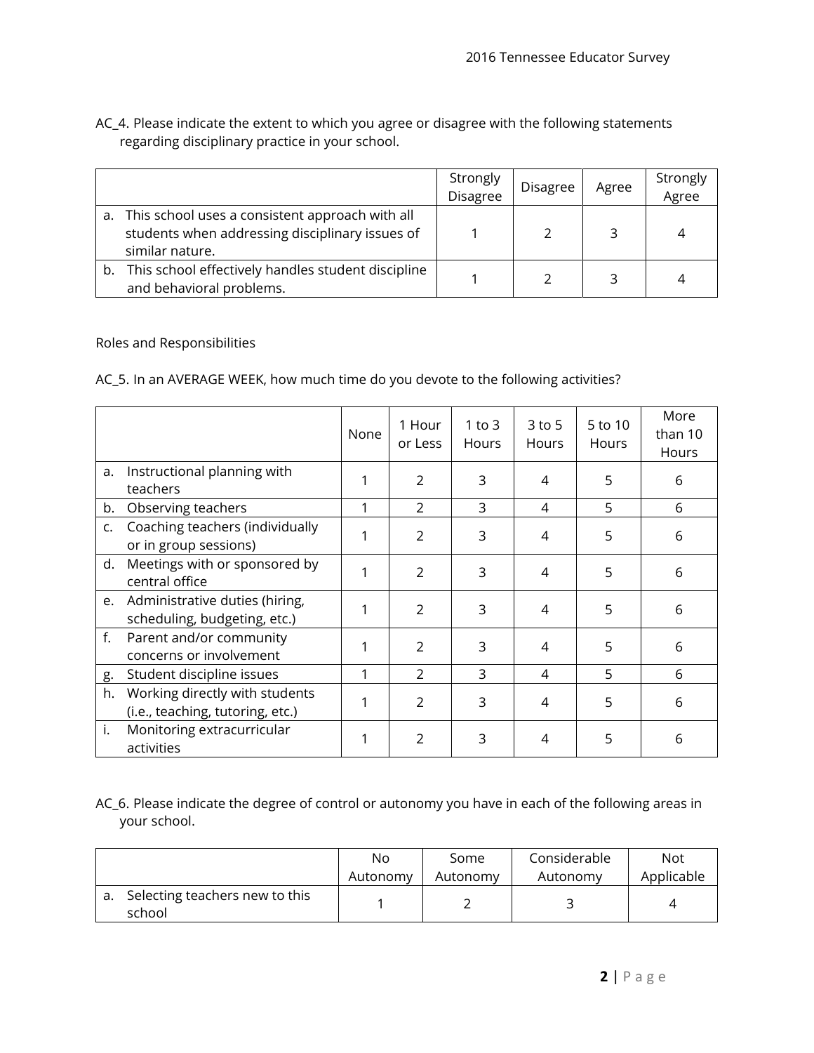AC_4. Please indicate the extent to which you agree or disagree with the following statements regarding disciplinary practice in your school.

| | Strongly Disagree | Disagree | Agree | Strongly Agree |
|---|---|---|---|---|
| a. This school uses a consistent approach with all students when addressing disciplinary issues of similar nature. | 1 | 2 | 3 | 4 |
| b. This school effectively handles student discipline and behavioral problems. | 1 | 2 | 3 | 4 |

Roles and Responsibilities

AC_5. In an AVERAGE WEEK, how much time do you devote to the following activities?

| | None | 1 Hour or Less | 1 to 3 Hours | 3 to 5 Hours | 5 to 10 Hours | More than 10 Hours |
|---|---|---|---|---|---|---|
| a. Instructional planning with teachers | 1 | 2 | 3 | 4 | 5 | 6 |
| b. Observing teachers | 1 | 2 | 3 | 4 | 5 | 6 |
| c. Coaching teachers (individually or in group sessions) | 1 | 2 | 3 | 4 | 5 | 6 |
| d. Meetings with or sponsored by central office | 1 | 2 | 3 | 4 | 5 | 6 |
| e. Administrative duties (hiring, scheduling, budgeting, etc.) | 1 | 2 | 3 | 4 | 5 | 6 |
| f. Parent and/or community concerns or involvement | 1 | 2 | 3 | 4 | 5 | 6 |
| g. Student discipline issues | 1 | 2 | 3 | 4 | 5 | 6 |
| h. Working directly with students (i.e., teaching, tutoring, etc.) | 1 | 2 | 3 | 4 | 5 | 6 |
| i. Monitoring extracurricular activities | 1 | 2 | 3 | 4 | 5 | 6 |

AC_6. Please indicate the degree of control or autonomy you have in each of the following areas in your school.

| | No Autonomy | Some Autonomy | Considerable Autonomy | Not Applicable |
|---|---|---|---|---|
| a. Selecting teachers new to this school | 1 | 2 | 3 | 4 |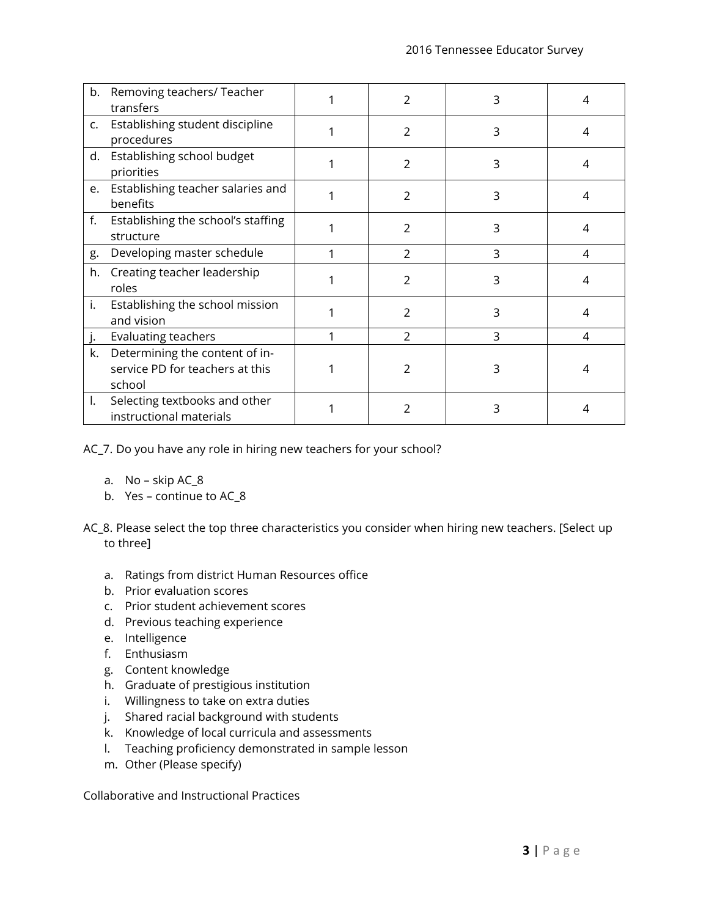| | | | | |
|---|---|---|---|---|
| b. Removing teachers/ Teacher transfers | 1 | 2 | 3 | 4 |
| c. Establishing student discipline procedures | 1 | 2 | 3 | 4 |
| d. Establishing school budget priorities | 1 | 2 | 3 | 4 |
| e. Establishing teacher salaries and benefits | 1 | 2 | 3 | 4 |
| f. Establishing the school's staffing structure | 1 | 2 | 3 | 4 |
| g. Developing master schedule | 1 | 2 | 3 | 4 |
| h. Creating teacher leadership roles | 1 | 2 | 3 | 4 |
| i. Establishing the school mission and vision | 1 | 2 | 3 | 4 |
| j. Evaluating teachers | 1 | 2 | 3 | 4 |
| k. Determining the content of in-service PD for teachers at this school | 1 | 2 | 3 | 4 |
| l. Selecting textbooks and other instructional materials | 1 | 2 | 3 | 4 |

AC_7. Do you have any role in hiring new teachers for your school?

a. No – skip AC_8
b. Yes – continue to AC_8

AC_8. Please select the top three characteristics you consider when hiring new teachers. [Select up to three]

a. Ratings from district Human Resources office
b. Prior evaluation scores
c. Prior student achievement scores
d. Previous teaching experience
e. Intelligence
f. Enthusiasm
g. Content knowledge
h. Graduate of prestigious institution
i. Willingness to take on extra duties
j. Shared racial background with students
k. Knowledge of local curricula and assessments
l. Teaching proficiency demonstrated in sample lesson
m. Other (Please specify)

Collaborative and Instructional Practices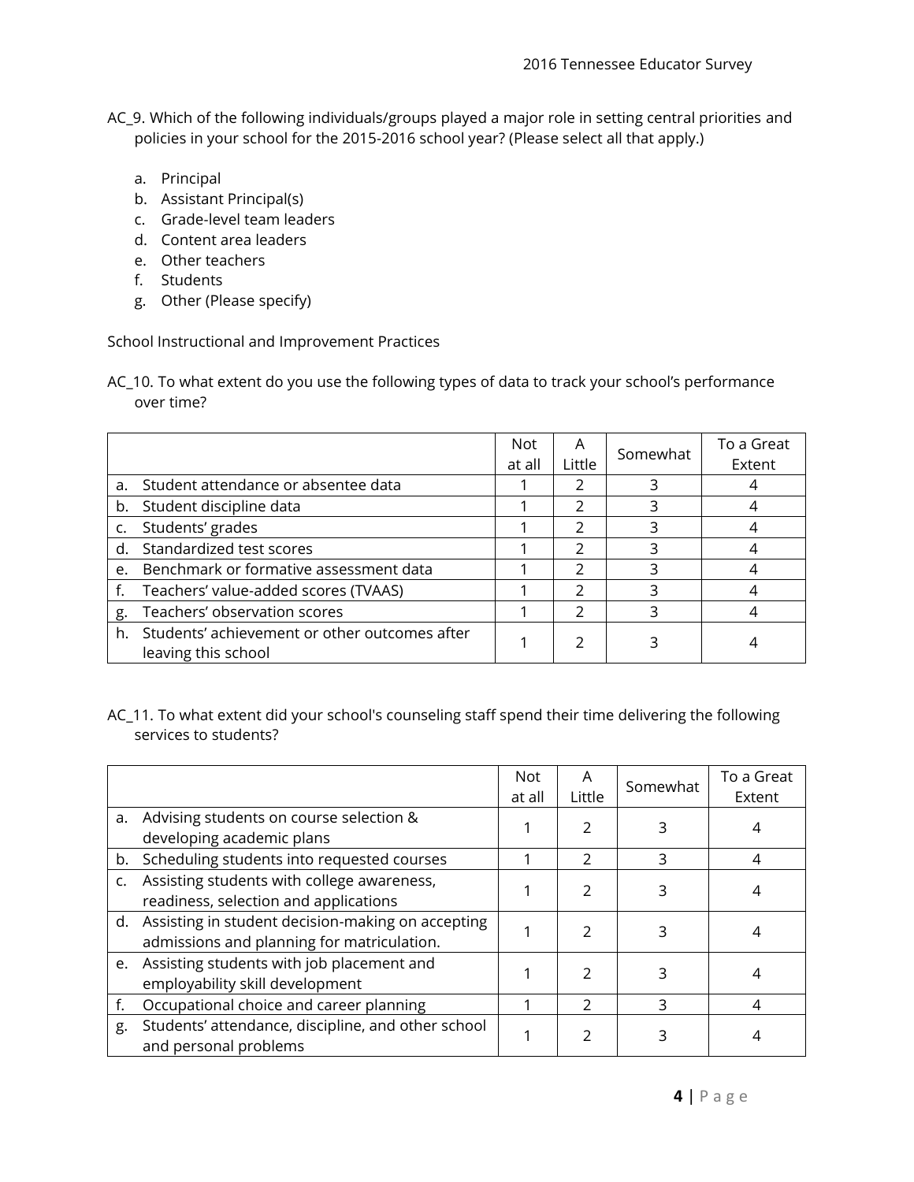AC_9. Which of the following individuals/groups played a major role in setting central priorities and policies in your school for the 2015-2016 school year? (Please select all that apply.)

a. Principal
b. Assistant Principal(s)
c. Grade-level team leaders
d. Content area leaders
e. Other teachers
f. Students
g. Other (Please specify)

School Instructional and Improvement Practices

AC_10. To what extent do you use the following types of data to track your school's performance over time?

| | Not at all | A Little | Somewhat | To a Great Extent |
|---|---|---|---|---|
| a. Student attendance or absentee data | 1 | 2 | 3 | 4 |
| b. Student discipline data | 1 | 2 | 3 | 4 |
| c. Students' grades | 1 | 2 | 3 | 4 |
| d. Standardized test scores | 1 | 2 | 3 | 4 |
| e. Benchmark or formative assessment data | 1 | 2 | 3 | 4 |
| f. Teachers' value-added scores (TVAAS) | 1 | 2 | 3 | 4 |
| g. Teachers' observation scores | 1 | 2 | 3 | 4 |
| h. Students' achievement or other outcomes after leaving this school | 1 | 2 | 3 | 4 |

AC_11. To what extent did your school's counseling staff spend their time delivering the following services to students?

| | Not at all | A Little | Somewhat | To a Great Extent |
|---|---|---|---|---|
| a. Advising students on course selection & developing academic plans | 1 | 2 | 3 | 4 |
| b. Scheduling students into requested courses | 1 | 2 | 3 | 4 |
| c. Assisting students with college awareness, readiness, selection and applications | 1 | 2 | 3 | 4 |
| d. Assisting in student decision-making on accepting admissions and planning for matriculation. | 1 | 2 | 3 | 4 |
| e. Assisting students with job placement and employability skill development | 1 | 2 | 3 | 4 |
| f. Occupational choice and career planning | 1 | 2 | 3 | 4 |
| g. Students' attendance, discipline, and other school and personal problems | 1 | 2 | 3 | 4 |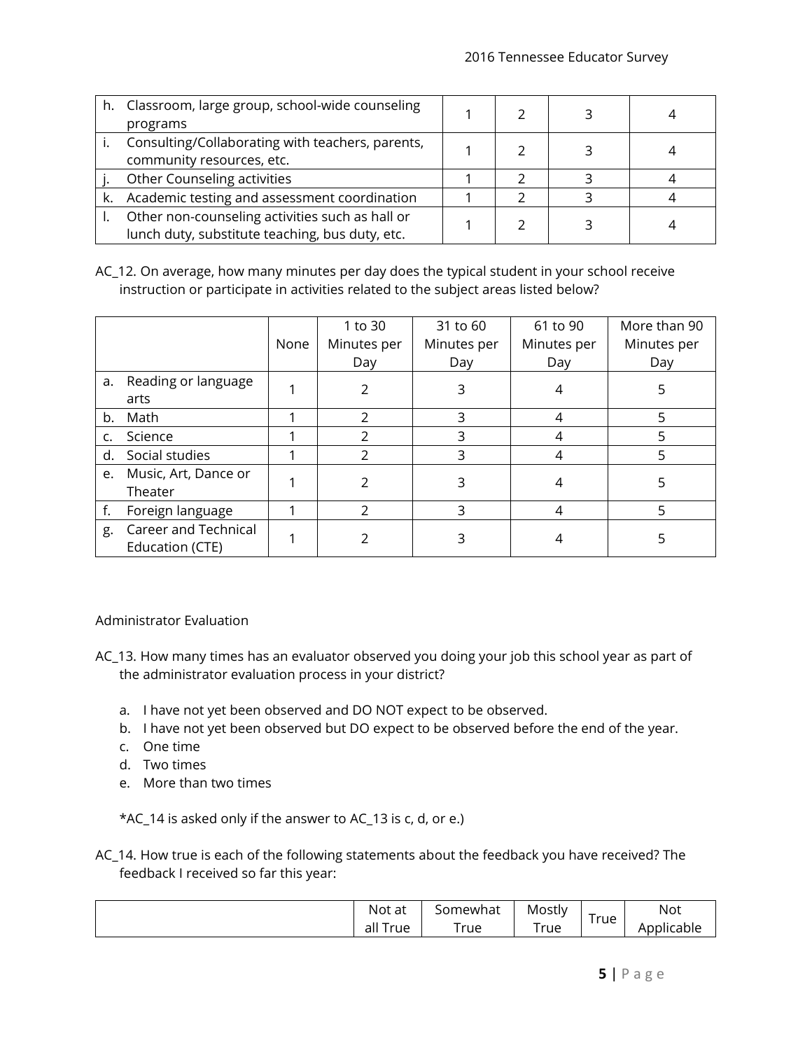| | | | | |
|---|---|---|---|---|
| h. Classroom, large group, school-wide counseling programs | 1 | 2 | 3 | 4 |
| i. Consulting/Collaborating with teachers, parents, community resources, etc. | 1 | 2 | 3 | 4 |
| j. Other Counseling activities | 1 | 2 | 3 | 4 |
| k. Academic testing and assessment coordination | 1 | 2 | 3 | 4 |
| l. Other non-counseling activities such as hall or lunch duty, substitute teaching, bus duty, etc. | 1 | 2 | 3 | 4 |

AC_12. On average, how many minutes per day does the typical student in your school receive instruction or participate in activities related to the subject areas listed below?

| | None | 1 to 30 Minutes per Day | 31 to 60 Minutes per Day | 61 to 90 Minutes per Day | More than 90 Minutes per Day |
|---|---|---|---|---|---|
| a. Reading or language arts | 1 | 2 | 3 | 4 | 5 |
| b. Math | 1 | 2 | 3 | 4 | 5 |
| c. Science | 1 | 2 | 3 | 4 | 5 |
| d. Social studies | 1 | 2 | 3 | 4 | 5 |
| e. Music, Art, Dance or Theater | 1 | 2 | 3 | 4 | 5 |
| f. Foreign language | 1 | 2 | 3 | 4 | 5 |
| g. Career and Technical Education (CTE) | 1 | 2 | 3 | 4 | 5 |

## Administrator Evaluation

AC_13. How many times has an evaluator observed you doing your job this school year as part of the administrator evaluation process in your district?

a. I have not yet been observed and DO NOT expect to be observed.
b. I have not yet been observed but DO expect to be observed before the end of the year.
c. One time
d. Two times
e. More than two times

*AC_14 is asked only if the answer to AC_13 is c, d, or e.)

AC_14. How true is each of the following statements about the feedback you have received? The feedback I received so far this year:

| | Not at all True | Somewhat True | Mostly True | True | Not Applicable |
|---|---|---|---|---|---|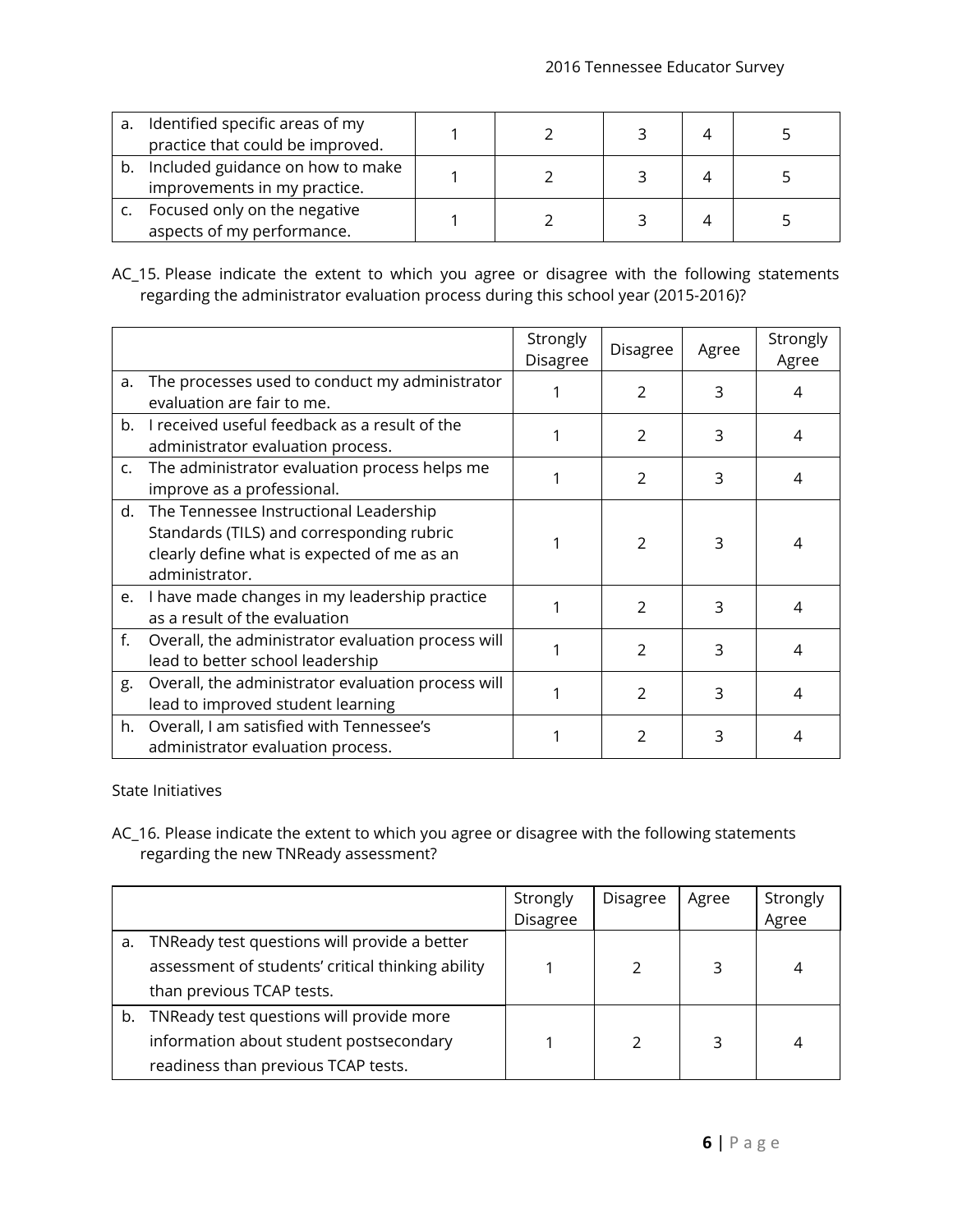| | | | | | |
|---|---|---|---|---|---|
| a. Identified specific areas of my practice that could be improved. | 1 | 2 | 3 | 4 | 5 |
| b. Included guidance on how to make improvements in my practice. | 1 | 2 | 3 | 4 | 5 |
| c. Focused only on the negative aspects of my performance. | 1 | 2 | 3 | 4 | 5 |

AC_15. Please indicate the extent to which you agree or disagree with the following statements regarding the administrator evaluation process during this school year (2015-2016)?

| | Strongly Disagree | Disagree | Agree | Strongly Agree |
|---|---|---|---|---|
| a. The processes used to conduct my administrator evaluation are fair to me. | 1 | 2 | 3 | 4 |
| b. I received useful feedback as a result of the administrator evaluation process. | 1 | 2 | 3 | 4 |
| c. The administrator evaluation process helps me improve as a professional. | 1 | 2 | 3 | 4 |
| d. The Tennessee Instructional Leadership Standards (TILS) and corresponding rubric clearly define what is expected of me as an administrator. | 1 | 2 | 3 | 4 |
| e. I have made changes in my leadership practice as a result of the evaluation | 1 | 2 | 3 | 4 |
| f. Overall, the administrator evaluation process will lead to better school leadership | 1 | 2 | 3 | 4 |
| g. Overall, the administrator evaluation process will lead to improved student learning | 1 | 2 | 3 | 4 |
| h. Overall, I am satisfied with Tennessee's administrator evaluation process. | 1 | 2 | 3 | 4 |

State Initiatives

AC_16. Please indicate the extent to which you agree or disagree with the following statements regarding the new TNReady assessment?

| | Strongly Disagree | Disagree | Agree | Strongly Agree |
|---|---|---|---|---|
| a. TNReady test questions will provide a better assessment of students' critical thinking ability than previous TCAP tests. | 1 | 2 | 3 | 4 |
| b. TNReady test questions will provide more information about student postsecondary readiness than previous TCAP tests. | 1 | 2 | 3 | 4 |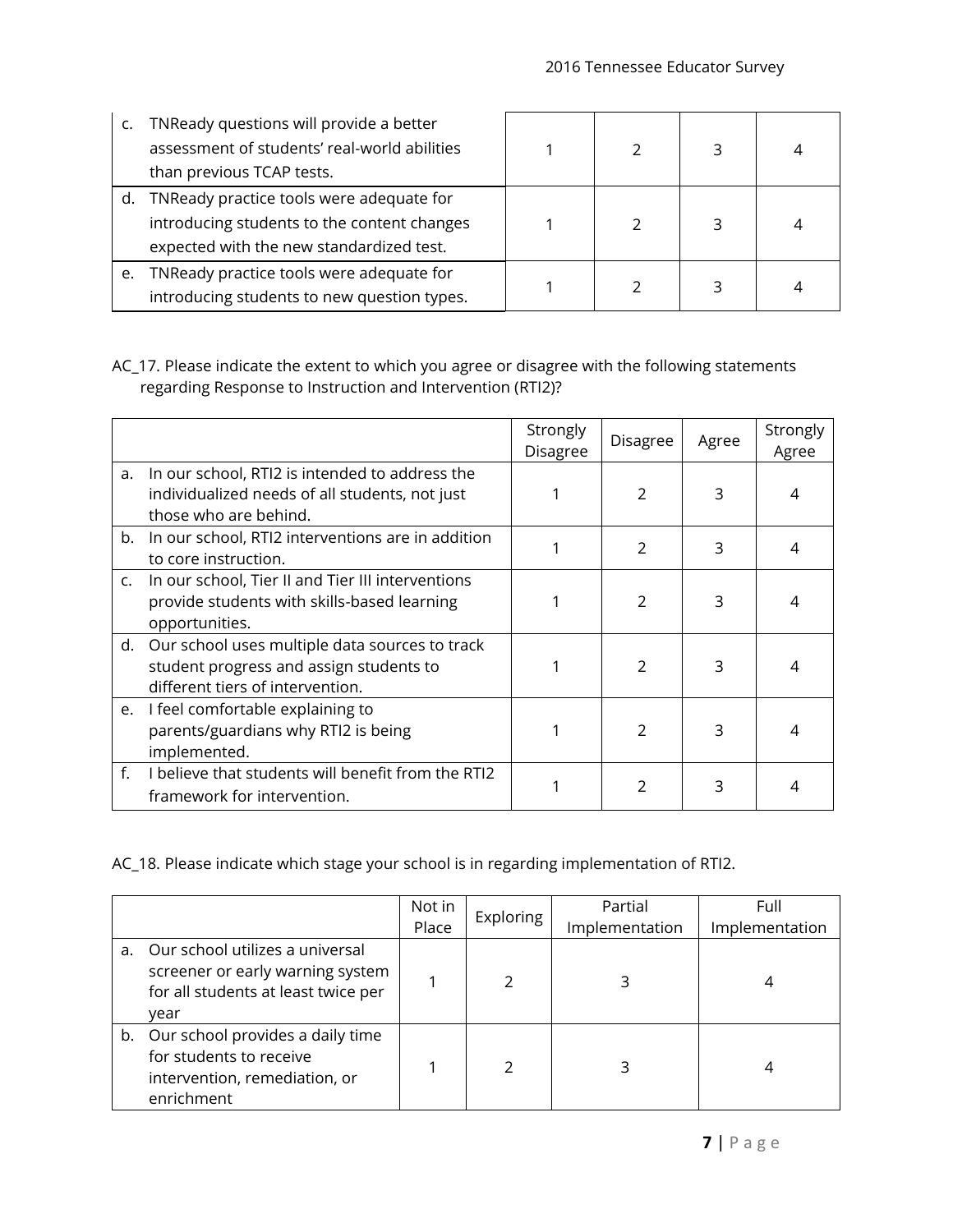| | | | | |
|---|---|---|---|---|
| c. TNReady questions will provide a better assessment of students' real-world abilities than previous TCAP tests. | 1 | 2 | 3 | 4 |
| d. TNReady practice tools were adequate for introducing students to the content changes expected with the new standardized test. | 1 | 2 | 3 | 4 |
| e. TNReady practice tools were adequate for introducing students to new question types. | 1 | 2 | 3 | 4 |

AC_17. Please indicate the extent to which you agree or disagree with the following statements regarding Response to Instruction and Intervention (RTI2)?

| | Strongly Disagree | Disagree | Agree | Strongly Agree |
|---|---|---|---|---|
| a. In our school, RTI2 is intended to address the individualized needs of all students, not just those who are behind. | 1 | 2 | 3 | 4 |
| b. In our school, RTI2 interventions are in addition to core instruction. | 1 | 2 | 3 | 4 |
| c. In our school, Tier II and Tier III interventions provide students with skills-based learning opportunities. | 1 | 2 | 3 | 4 |
| d. Our school uses multiple data sources to track student progress and assign students to different tiers of intervention. | 1 | 2 | 3 | 4 |
| e. I feel comfortable explaining to parents/guardians why RTI2 is being implemented. | 1 | 2 | 3 | 4 |
| f. I believe that students will benefit from the RTI2 framework for intervention. | 1 | 2 | 3 | 4 |

AC_18. Please indicate which stage your school is in regarding implementation of RTI2.

| | Not in Place | Exploring | Partial Implementation | Full Implementation |
|---|---|---|---|---|
| a. Our school utilizes a universal screener or early warning system for all students at least twice per year | 1 | 2 | 3 | 4 |
| b. Our school provides a daily time for students to receive intervention, remediation, or enrichment | 1 | 2 | 3 | 4 |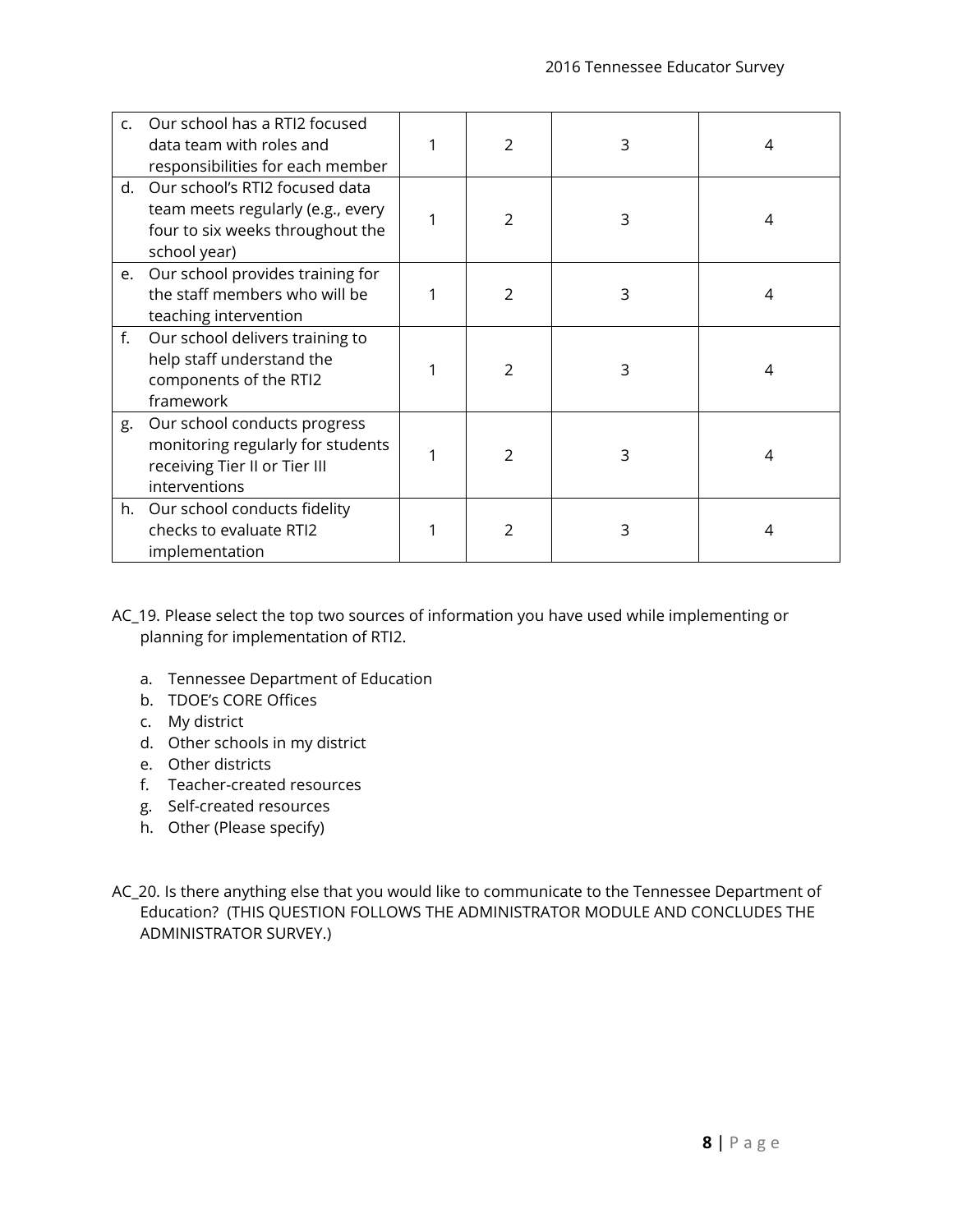| | | | | |
|---|---|---|---|---|
| c. Our school has a RTI2 focused data team with roles and responsibilities for each member | 1 | 2 | 3 | 4 |
| d. Our school's RTI2 focused data team meets regularly (e.g., every four to six weeks throughout the school year) | 1 | 2 | 3 | 4 |
| e. Our school provides training for the staff members who will be teaching intervention | 1 | 2 | 3 | 4 |
| f. Our school delivers training to help staff understand the components of the RTI2 framework | 1 | 2 | 3 | 4 |
| g. Our school conducts progress monitoring regularly for students receiving Tier II or Tier III interventions | 1 | 2 | 3 | 4 |
| h. Our school conducts fidelity checks to evaluate RTI2 implementation | 1 | 2 | 3 | 4 |

AC_19. Please select the top two sources of information you have used while implementing or planning for implementation of RTI2.

a. Tennessee Department of Education
b. TDOE's CORE Offices
c. My district
d. Other schools in my district
e. Other districts
f. Teacher-created resources
g. Self-created resources
h. Other (Please specify)

AC_20. Is there anything else that you would like to communicate to the Tennessee Department of Education? (THIS QUESTION FOLLOWS THE ADMINISTRATOR MODULE AND CONCLUDES THE ADMINISTRATOR SURVEY.)